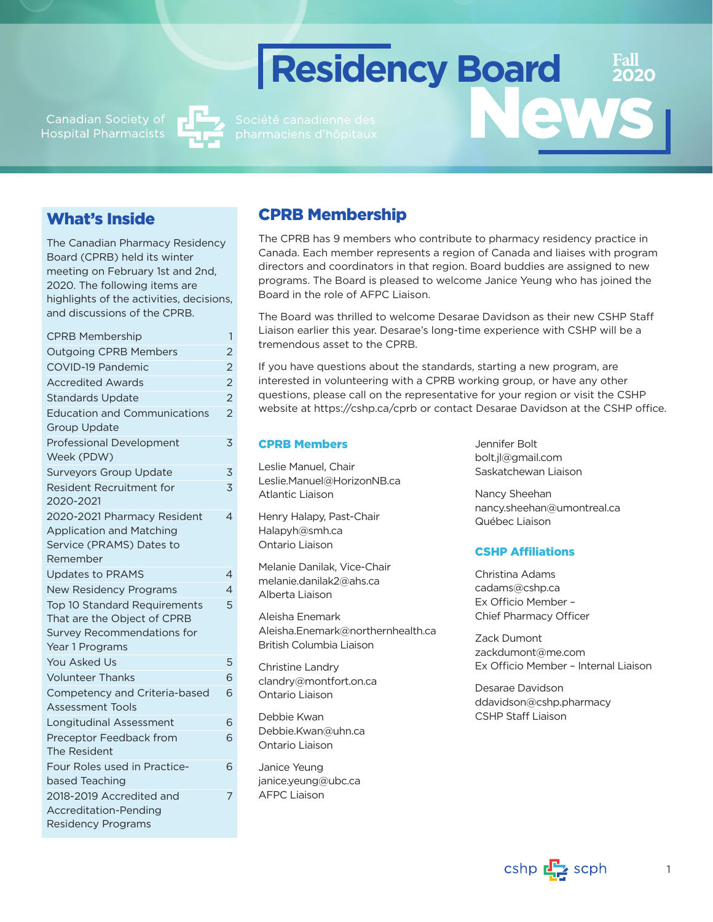# Residency Board News

Fall 2020

Canadian Society of Hospital Pharmacists

Société canadienne des pharmaciens d'hôpitaux

## What's Inside

The Canadian Pharmacy Residency Board (CPRB) held its winter meeting on February 1st and 2nd, 2020. The following items are highlights of the activities, decisions, and discussions of the CPRB.

| | |
|---|---|
| CPRB Membership | 1 |
| Outgoing CPRB Members | 2 |
| COVID-19 Pandemic | 2 |
| Accredited Awards | 2 |
| Standards Update | 2 |
| Education and Communications Group Update | 2 |
| Professional Development Week (PDW) | 3 |
| Surveyors Group Update | 3 |
| Resident Recruitment for 2020-2021 | 3 |
| 2020-2021 Pharmacy Resident Application and Matching Service (PRAMS) Dates to Remember | 4 |
| Updates to PRAMS | 4 |
| New Residency Programs | 4 |
| Top 10 Standard Requirements That are the Object of CPRB Survey Recommendations for Year 1 Programs | 5 |
| You Asked Us | 5 |
| Volunteer Thanks | 6 |
| Competency and Criteria-based Assessment Tools | 6 |
| Longitudinal Assessment | 6 |
| Preceptor Feedback from The Resident | 6 |
| Four Roles used in Practice-based Teaching | 6 |
| 2018-2019 Accredited and Accreditation-Pending Residency Programs | 7 |

## CPRB Membership

The CPRB has 9 members who contribute to pharmacy residency practice in Canada. Each member represents a region of Canada and liaises with program directors and coordinators in that region. Board buddies are assigned to new programs. The Board is pleased to welcome Janice Yeung who has joined the Board in the role of AFPC Liaison.

The Board was thrilled to welcome Desarae Davidson as their new CSHP Staff Liaison earlier this year. Desarae's long-time experience with CSHP will be a tremendous asset to the CPRB.

If you have questions about the standards, starting a new program, are interested in volunteering with a CPRB working group, or have any other questions, please call on the representative for your region or visit the CSHP website at https://cshp.ca/cprb or contact Desarae Davidson at the CSHP office.

### CPRB Members

Leslie Manuel, Chair
Leslie.Manuel@HorizonNB.ca
Atlantic Liaison

Henry Halapy, Past-Chair
Halapyh@smh.ca
Ontario Liaison

Melanie Danilak, Vice-Chair
melanie.danilak2@ahs.ca
Alberta Liaison

Aleisha Enemark
Aleisha.Enemark@northernhealth.ca
British Columbia Liaison

Christine Landry
clandry@montfort.on.ca
Ontario Liaison

Debbie Kwan
Debbie.Kwan@uhn.ca
Ontario Liaison

Janice Yeung
janice.yeung@ubc.ca
AFPC Liaison

Jennifer Bolt
bolt.jl@gmail.com
Saskatchewan Liaison

Nancy Sheehan
nancy.sheehan@umontreal.ca
Québec Liaison

### CSHP Affiliations

Christina Adams
cadams@cshp.ca
Ex Officio Member – Chief Pharmacy Officer

Zack Dumont
zackdumont@me.com
Ex Officio Member – Internal Liaison

Desarae Davidson
ddavidson@cshp.pharmacy
CSHP Staff Liaison

cshp scph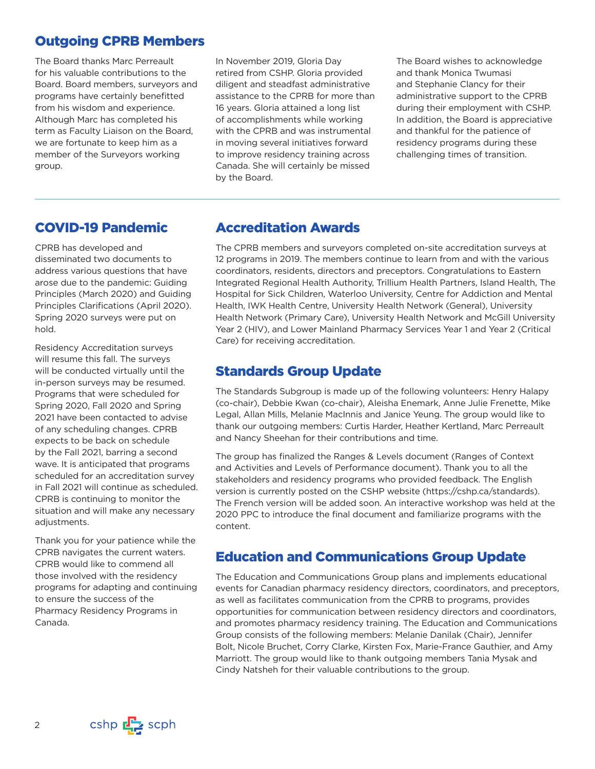## Outgoing CPRB Members

The Board thanks Marc Perreault for his valuable contributions to the Board. Board members, surveyors and programs have certainly benefitted from his wisdom and experience. Although Marc has completed his term as Faculty Liaison on the Board, we are fortunate to keep him as a member of the Surveyors working group.

In November 2019, Gloria Day retired from CSHP. Gloria provided diligent and steadfast administrative assistance to the CPRB for more than 16 years. Gloria attained a long list of accomplishments while working with the CPRB and was instrumental in moving several initiatives forward to improve residency training across Canada. She will certainly be missed by the Board.

The Board wishes to acknowledge and thank Monica Twumasi and Stephanie Clancy for their administrative support to the CPRB during their employment with CSHP. In addition, the Board is appreciative and thankful for the patience of residency programs during these challenging times of transition.

## COVID-19 Pandemic

CPRB has developed and disseminated two documents to address various questions that have arose due to the pandemic: Guiding Principles (March 2020) and Guiding Principles Clarifications (April 2020). Spring 2020 surveys were put on hold.

Residency Accreditation surveys will resume this fall. The surveys will be conducted virtually until the in-person surveys may be resumed. Programs that were scheduled for Spring 2020, Fall 2020 and Spring 2021 have been contacted to advise of any scheduling changes. CPRB expects to be back on schedule by the Fall 2021, barring a second wave. It is anticipated that programs scheduled for an accreditation survey in Fall 2021 will continue as scheduled. CPRB is continuing to monitor the situation and will make any necessary adjustments.

Thank you for your patience while the CPRB navigates the current waters. CPRB would like to commend all those involved with the residency programs for adapting and continuing to ensure the success of the Pharmacy Residency Programs in Canada.

## Accreditation Awards

The CPRB members and surveyors completed on-site accreditation surveys at 12 programs in 2019. The members continue to learn from and with the various coordinators, residents, directors and preceptors. Congratulations to Eastern Integrated Regional Health Authority, Trillium Health Partners, Island Health, The Hospital for Sick Children, Waterloo University, Centre for Addiction and Mental Health, IWK Health Centre, University Health Network (General), University Health Network (Primary Care), University Health Network and McGill University Year 2 (HIV), and Lower Mainland Pharmacy Services Year 1 and Year 2 (Critical Care) for receiving accreditation.

## Standards Group Update

The Standards Subgroup is made up of the following volunteers: Henry Halapy (co-chair), Debbie Kwan (co-chair), Aleisha Enemark, Anne Julie Frenette, Mike Legal, Allan Mills, Melanie MacInnis and Janice Yeung. The group would like to thank our outgoing members: Curtis Harder, Heather Kertland, Marc Perreault and Nancy Sheehan for their contributions and time.

The group has finalized the Ranges & Levels document (Ranges of Context and Activities and Levels of Performance document). Thank you to all the stakeholders and residency programs who provided feedback. The English version is currently posted on the CSHP website (https://cshp.ca/standards). The French version will be added soon. An interactive workshop was held at the 2020 PPC to introduce the final document and familiarize programs with the content.

## Education and Communications Group Update

The Education and Communications Group plans and implements educational events for Canadian pharmacy residency directors, coordinators, and preceptors, as well as facilitates communication from the CPRB to programs, provides opportunities for communication between residency directors and coordinators, and promotes pharmacy residency training. The Education and Communications Group consists of the following members: Melanie Danilak (Chair), Jennifer Bolt, Nicole Bruchet, Corry Clarke, Kirsten Fox, Marie-France Gauthier, and Amy Marriott. The group would like to thank outgoing members Tania Mysak and Cindy Natsheh for their valuable contributions to the group.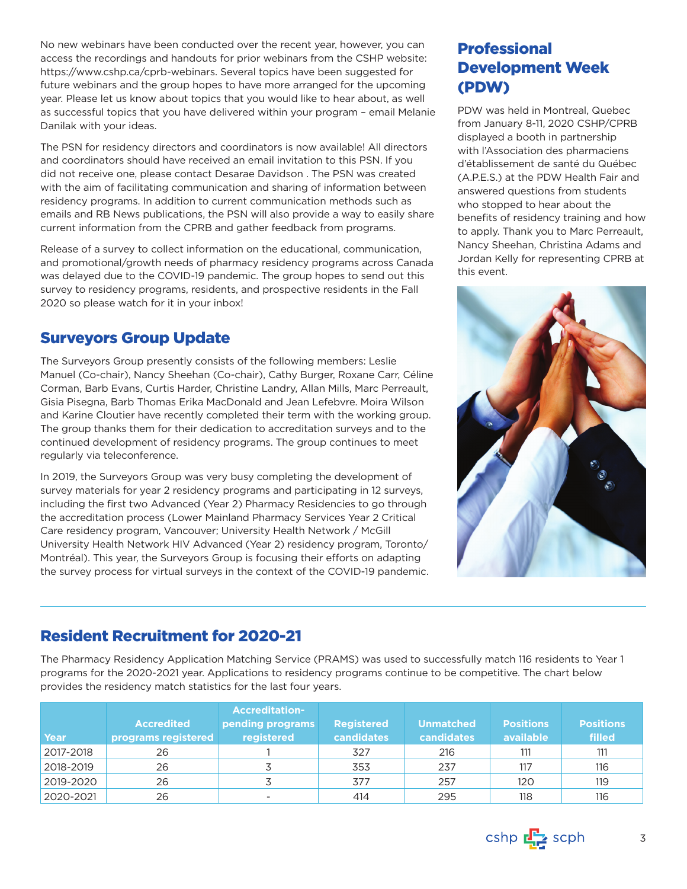No new webinars have been conducted over the recent year, however, you can access the recordings and handouts for prior webinars from the CSHP website: https://www.cshp.ca/cprb-webinars. Several topics have been suggested for future webinars and the group hopes to have more arranged for the upcoming year. Please let us know about topics that you would like to hear about, as well as successful topics that you have delivered within your program – email Melanie Danilak with your ideas.

The PSN for residency directors and coordinators is now available! All directors and coordinators should have received an email invitation to this PSN. If you did not receive one, please contact Desarae Davidson . The PSN was created with the aim of facilitating communication and sharing of information between residency programs. In addition to current communication methods such as emails and RB News publications, the PSN will also provide a way to easily share current information from the CPRB and gather feedback from programs.

Release of a survey to collect information on the educational, communication, and promotional/growth needs of pharmacy residency programs across Canada was delayed due to the COVID-19 pandemic. The group hopes to send out this survey to residency programs, residents, and prospective residents in the Fall 2020 so please watch for it in your inbox!

## Surveyors Group Update

The Surveyors Group presently consists of the following members: Leslie Manuel (Co-chair), Nancy Sheehan (Co-chair), Cathy Burger, Roxane Carr, Céline Corman, Barb Evans, Curtis Harder, Christine Landry, Allan Mills, Marc Perreault, Gisia Pisegna, Barb Thomas Erika MacDonald and Jean Lefebvre. Moira Wilson and Karine Cloutier have recently completed their term with the working group. The group thanks them for their dedication to accreditation surveys and to the continued development of residency programs. The group continues to meet regularly via teleconference.

In 2019, the Surveyors Group was very busy completing the development of survey materials for year 2 residency programs and participating in 12 surveys, including the first two Advanced (Year 2) Pharmacy Residencies to go through the accreditation process (Lower Mainland Pharmacy Services Year 2 Critical Care residency program, Vancouver; University Health Network / McGill University Health Network HIV Advanced (Year 2) residency program, Toronto/Montréal). This year, the Surveyors Group is focusing their efforts on adapting the survey process for virtual surveys in the context of the COVID-19 pandemic.

## Professional Development Week (PDW)

PDW was held in Montreal, Quebec from January 8-11, 2020 CSHP/CPRB displayed a booth in partnership with l'Association des pharmaciens d'établissement de santé du Québec (A.P.E.S.) at the PDW Health Fair and answered questions from students who stopped to hear about the benefits of residency training and how to apply. Thank you to Marc Perreault, Nancy Sheehan, Christina Adams and Jordan Kelly for representing CPRB at this event.

## Resident Recruitment for 2020-21

The Pharmacy Residency Application Matching Service (PRAMS) was used to successfully match 116 residents to Year 1 programs for the 2020-2021 year. Applications to residency programs continue to be competitive. The chart below provides the residency match statistics for the last four years.

| Year | Accredited programs registered | Accreditation-pending programs registered | Registered candidates | Unmatched candidates | Positions available | Positions filled |
|---|---|---|---|---|---|---|
| 2017-2018 | 26 | 1 | 327 | 216 | 111 | 111 |
| 2018-2019 | 26 | 3 | 353 | 237 | 117 | 116 |
| 2019-2020 | 26 | 3 | 377 | 257 | 120 | 119 |
| 2020-2021 | 26 | - | 414 | 295 | 118 | 116 |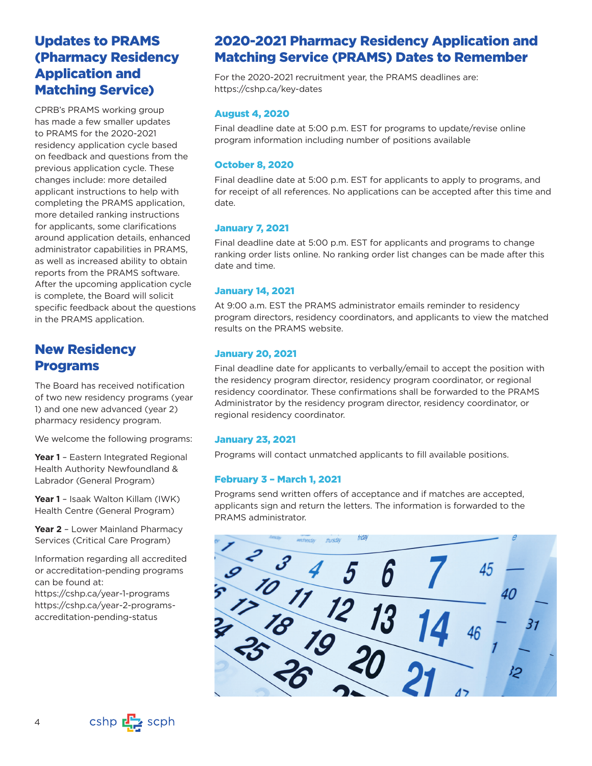## Updates to PRAMS (Pharmacy Residency Application and Matching Service)

CPRB's PRAMS working group has made a few smaller updates to PRAMS for the 2020-2021 residency application cycle based on feedback and questions from the previous application cycle. These changes include: more detailed applicant instructions to help with completing the PRAMS application, more detailed ranking instructions for applicants, some clarifications around application details, enhanced administrator capabilities in PRAMS, as well as increased ability to obtain reports from the PRAMS software. After the upcoming application cycle is complete, the Board will solicit specific feedback about the questions in the PRAMS application.

## New Residency Programs

The Board has received notification of two new residency programs (year 1) and one new advanced (year 2) pharmacy residency program.

We welcome the following programs:

**Year 1** – Eastern Integrated Regional Health Authority Newfoundland & Labrador (General Program)

**Year 1** – Isaak Walton Killam (IWK) Health Centre (General Program)

**Year 2** – Lower Mainland Pharmacy Services (Critical Care Program)

Information regarding all accredited or accreditation-pending programs can be found at:
https://cshp.ca/year-1-programs
https://cshp.ca/year-2-programs-accreditation-pending-status

## 2020-2021 Pharmacy Residency Application and Matching Service (PRAMS) Dates to Remember

For the 2020-2021 recruitment year, the PRAMS deadlines are: https://cshp.ca/key-dates

### August 4, 2020

Final deadline date at 5:00 p.m. EST for programs to update/revise online program information including number of positions available

### October 8, 2020

Final deadline date at 5:00 p.m. EST for applicants to apply to programs, and for receipt of all references. No applications can be accepted after this time and date.

### January 7, 2021

Final deadline date at 5:00 p.m. EST for applicants and programs to change ranking order lists online. No ranking order list changes can be made after this date and time.

### January 14, 2021

At 9:00 a.m. EST the PRAMS administrator emails reminder to residency program directors, residency coordinators, and applicants to view the matched results on the PRAMS website.

### January 20, 2021

Final deadline date for applicants to verbally/email to accept the position with the residency program director, residency program coordinator, or regional residency coordinator. These confirmations shall be forwarded to the PRAMS Administrator by the residency program director, residency coordinator, or regional residency coordinator.

### January 23, 2021

Programs will contact unmatched applicants to fill available positions.

### February 3 – March 1, 2021

Programs send written offers of acceptance and if matches are accepted, applicants sign and return the letters. The information is forwarded to the PRAMS administrator.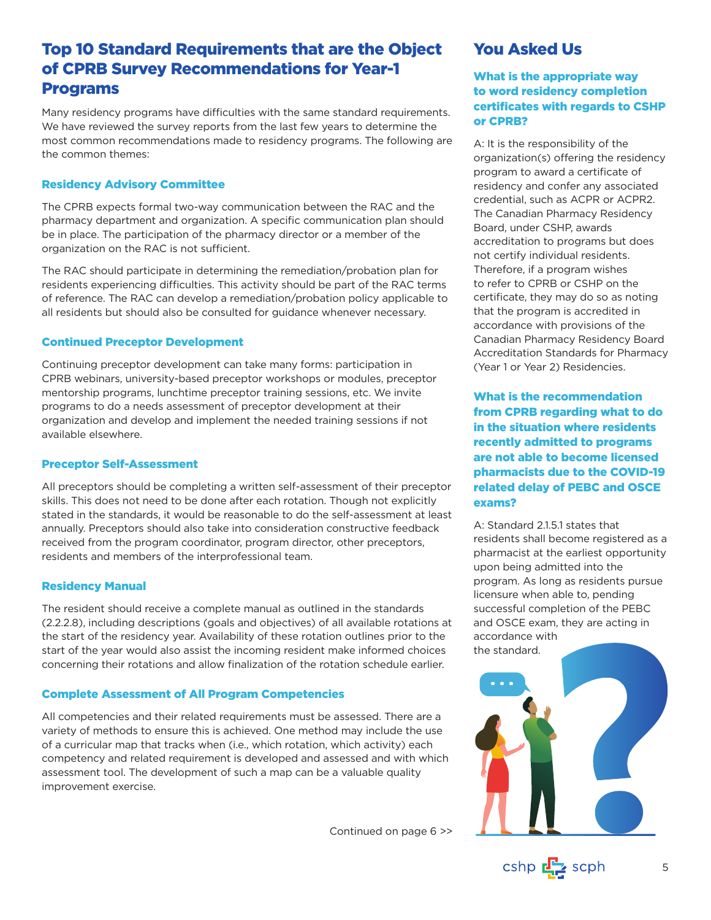## Top 10 Standard Requirements that are the Object of CPRB Survey Recommendations for Year-1 Programs

Many residency programs have difficulties with the same standard requirements. We have reviewed the survey reports from the last few years to determine the most common recommendations made to residency programs. The following are the common themes:

### Residency Advisory Committee

The CPRB expects formal two-way communication between the RAC and the pharmacy department and organization. A specific communication plan should be in place. The participation of the pharmacy director or a member of the organization on the RAC is not sufficient.

The RAC should participate in determining the remediation/probation plan for residents experiencing difficulties. This activity should be part of the RAC terms of reference. The RAC can develop a remediation/probation policy applicable to all residents but should also be consulted for guidance whenever necessary.

### Continued Preceptor Development

Continuing preceptor development can take many forms: participation in CPRB webinars, university-based preceptor workshops or modules, preceptor mentorship programs, lunchtime preceptor training sessions, etc. We invite programs to do a needs assessment of preceptor development at their organization and develop and implement the needed training sessions if not available elsewhere.

### Preceptor Self-Assessment

All preceptors should be completing a written self-assessment of their preceptor skills. This does not need to be done after each rotation. Though not explicitly stated in the standards, it would be reasonable to do the self-assessment at least annually. Preceptors should also take into consideration constructive feedback received from the program coordinator, program director, other preceptors, residents and members of the interprofessional team.

### Residency Manual

The resident should receive a complete manual as outlined in the standards (2.2.2.8), including descriptions (goals and objectives) of all available rotations at the start of the residency year. Availability of these rotation outlines prior to the start of the year would also assist the incoming resident make informed choices concerning their rotations and allow finalization of the rotation schedule earlier.

### Complete Assessment of All Program Competencies

All competencies and their related requirements must be assessed. There are a variety of methods to ensure this is achieved. One method may include the use of a curricular map that tracks when (i.e., which rotation, which activity) each competency and related requirement is developed and assessed and with which assessment tool. The development of such a map can be a valuable quality improvement exercise.

Continued on page 6 >>

## You Asked Us

### What is the appropriate way to word residency completion certificates with regards to CSHP or CPRB?

A: It is the responsibility of the organization(s) offering the residency program to award a certificate of residency and confer any associated credential, such as ACPR or ACPR2. The Canadian Pharmacy Residency Board, under CSHP, awards accreditation to programs but does not certify individual residents. Therefore, if a program wishes to refer to CPRB or CSHP on the certificate, they may do so as noting that the program is accredited in accordance with provisions of the Canadian Pharmacy Residency Board Accreditation Standards for Pharmacy (Year 1 or Year 2) Residencies.

### What is the recommendation from CPRB regarding what to do in the situation where residents recently admitted to programs are not able to become licensed pharmacists due to the COVID-19 related delay of PEBC and OSCE exams?

A: Standard 2.1.5.1 states that residents shall become registered as a pharmacist at the earliest opportunity upon being admitted into the program. As long as residents pursue licensure when able to, pending successful completion of the PEBC and OSCE exam, they are acting in accordance with the standard.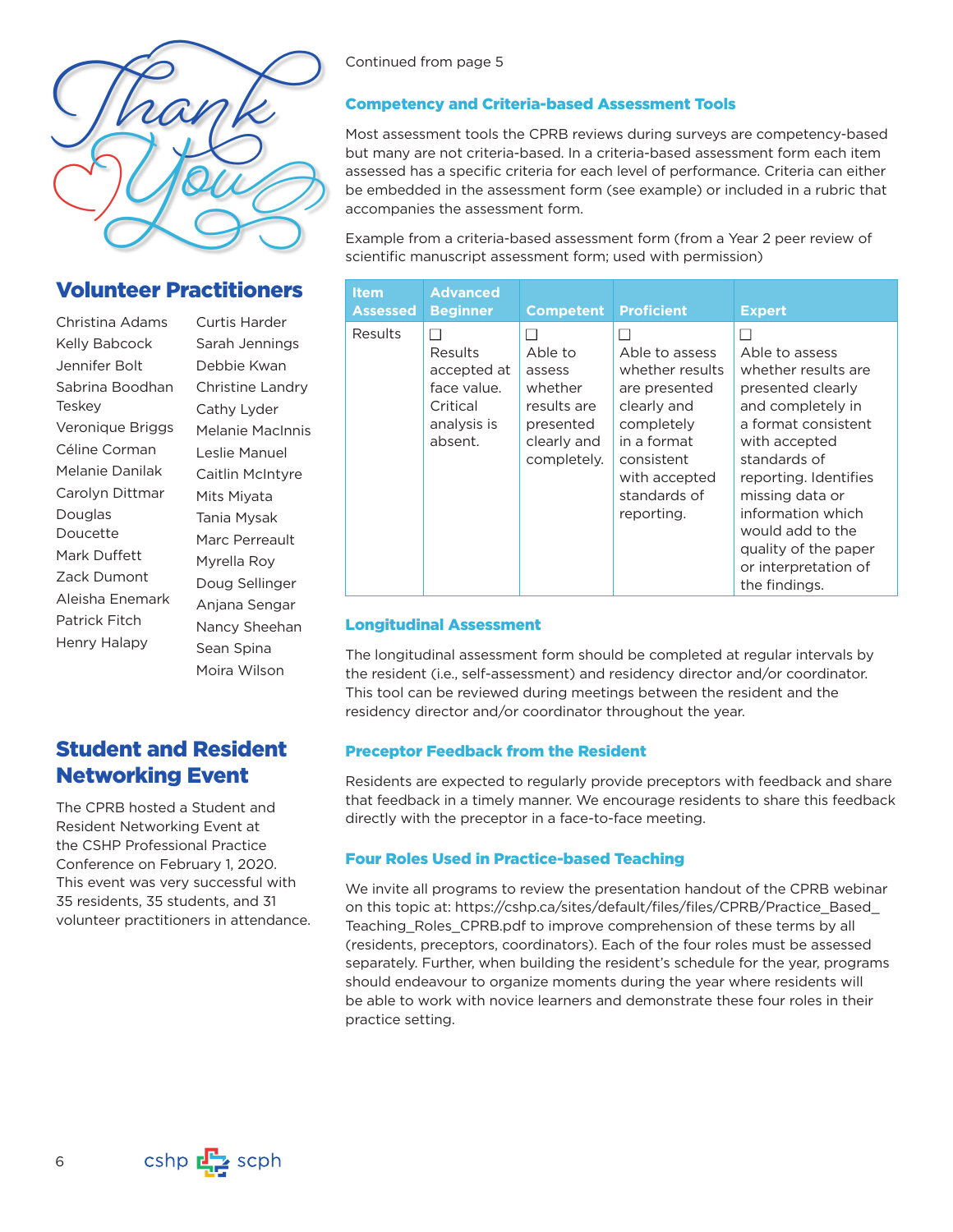Thank You

## Volunteer Practitioners

Christina Adams
Kelly Babcock
Jennifer Bolt
Sabrina Boodhan Teskey
Veronique Briggs
Céline Corman
Melanie Danilak
Carolyn Dittmar
Douglas Doucette
Mark Duffett
Zack Dumont
Aleisha Enemark
Patrick Fitch
Henry Halapy
Curtis Harder
Sarah Jennings
Debbie Kwan
Christine Landry
Cathy Lyder
Melanie MacInnis
Leslie Manuel
Caitlin McIntyre
Mits Miyata
Tania Mysak
Marc Perreault
Myrella Roy
Doug Sellinger
Anjana Sengar
Nancy Sheehan
Sean Spina
Moira Wilson

## Student and Resident Networking Event

The CPRB hosted a Student and Resident Networking Event at the CSHP Professional Practice Conference on February 1, 2020. This event was very successful with 35 residents, 35 students, and 31 volunteer practitioners in attendance.

Continued from page 5

### Competency and Criteria-based Assessment Tools

Most assessment tools the CPRB reviews during surveys are competency-based but many are not criteria-based. In a criteria-based assessment form each item assessed has a specific criteria for each level of performance. Criteria can either be embedded in the assessment form (see example) or included in a rubric that accompanies the assessment form.

Example from a criteria-based assessment form (from a Year 2 peer review of scientific manuscript assessment form; used with permission)

| Item Assessed | Advanced Beginner | Competent | Proficient | Expert |
|---|---|---|---|---|
| Results | ☐ Results accepted at face value. Critical analysis is absent. | ☐ Able to assess whether results are presented clearly and completely. | ☐ Able to assess whether results are presented clearly and completely in a format consistent with accepted standards of reporting. | ☐ Able to assess whether results are presented clearly and completely in a format consistent with accepted standards of reporting. Identifies missing data or information which would add to the quality of the paper or interpretation of the findings. |

### Longitudinal Assessment

The longitudinal assessment form should be completed at regular intervals by the resident (i.e., self-assessment) and residency director and/or coordinator. This tool can be reviewed during meetings between the resident and the residency director and/or coordinator throughout the year.

### Preceptor Feedback from the Resident

Residents are expected to regularly provide preceptors with feedback and share that feedback in a timely manner. We encourage residents to share this feedback directly with the preceptor in a face-to-face meeting.

### Four Roles Used in Practice-based Teaching

We invite all programs to review the presentation handout of the CPRB webinar on this topic at: https://cshp.ca/sites/default/files/files/CPRB/Practice_Based_Teaching_Roles_CPRB.pdf to improve comprehension of these terms by all (residents, preceptors, coordinators). Each of the four roles must be assessed separately. Further, when building the resident's schedule for the year, programs should endeavour to organize moments during the year where residents will be able to work with novice learners and demonstrate these four roles in their practice setting.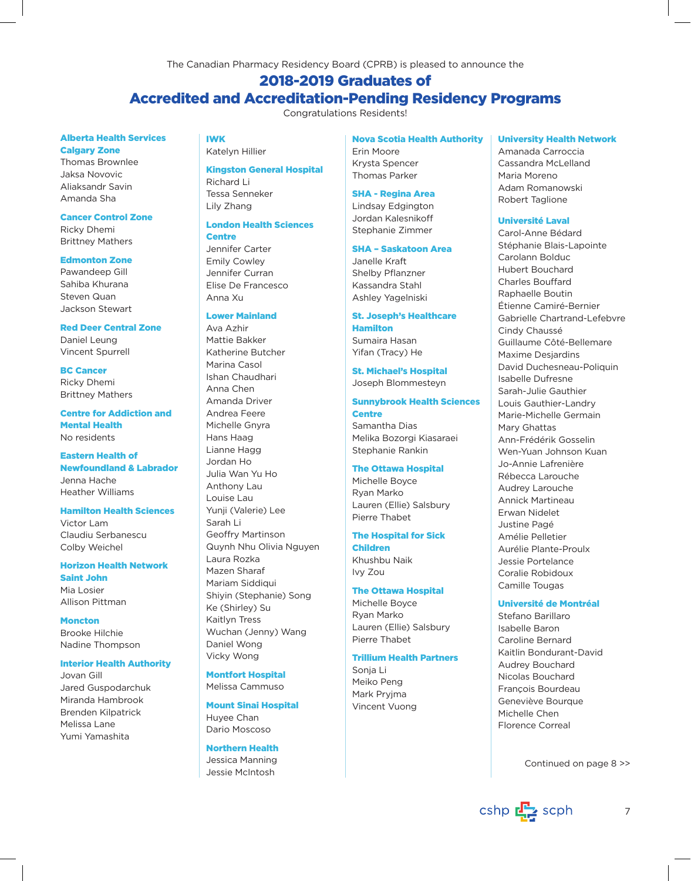The Canadian Pharmacy Residency Board (CPRB) is pleased to announce the

# 2018-2019 Graduates of Accredited and Accreditation-Pending Residency Programs

Congratulations Residents!

**Alberta Health Services Calgary Zone**
Thomas Brownlee
Jaksa Novovic
Aliaksandr Savin
Amanda Sha

**Cancer Control Zone**
Ricky Dhemi
Brittney Mathers

**Edmonton Zone**
Pawandeep Gill
Sahiba Khurana
Steven Quan
Jackson Stewart

**Red Deer Central Zone**
Daniel Leung
Vincent Spurrell

**BC Cancer**
Ricky Dhemi
Brittney Mathers

**Centre for Addiction and Mental Health**
No residents

**Eastern Health of Newfoundland & Labrador**
Jenna Hache
Heather Williams

**Hamilton Health Sciences**
Victor Lam
Claudiu Serbanescu
Colby Weichel

**Horizon Health Network Saint John**
Mia Losier
Allison Pittman

**Moncton**
Brooke Hilchie
Nadine Thompson

**Interior Health Authority**
Jovan Gill
Jared Guspodarchuk
Miranda Hambrook
Brenden Kilpatrick
Melissa Lane
Yumi Yamashita

**IWK**
Katelyn Hillier

**Kingston General Hospital**
Richard Li
Tessa Senneker
Lily Zhang

**London Health Sciences Centre**
Jennifer Carter
Emily Cowley
Jennifer Curran
Elise De Francesco
Anna Xu

**Lower Mainland**
Ava Azhir
Mattie Bakker
Katherine Butcher
Marina Casol
Ishan Chaudhari
Anna Chen
Amanda Driver
Andrea Feere
Michelle Gnyra
Hans Haag
Lianne Hagg
Jordan Ho
Julia Wan Yu Ho
Anthony Lau
Louise Lau
Yunji (Valerie) Lee
Sarah Li
Geoffry Martinson
Quynh Nhu Olivia Nguyen
Laura Rozka
Mazen Sharaf
Mariam Siddiqui
Shiyin (Stephanie) Song
Ke (Shirley) Su
Kaitlyn Tress
Wuchan (Jenny) Wang
Daniel Wong
Vicky Wong

**Montfort Hospital**
Melissa Cammuso

**Mount Sinai Hospital**
Huyee Chan
Dario Moscoso

**Northern Health**
Jessica Manning
Jessie McIntosh

**Nova Scotia Health Authority**
Erin Moore
Krysta Spencer
Thomas Parker

**SHA - Regina Area**
Lindsay Edgington
Jordan Kalesnikoff
Stephanie Zimmer

**SHA – Saskatoon Area**
Janelle Kraft
Shelby Pflanzner
Kassandra Stahl
Ashley Yagelniski

**St. Joseph's Healthcare Hamilton**
Sumaira Hasan
Yifan (Tracy) He

**St. Michael's Hospital**
Joseph Blommesteyn

**Sunnybrook Health Sciences Centre**
Samantha Dias
Melika Bozorgi Kiasaraei
Stephanie Rankin

**The Ottawa Hospital**
Michelle Boyce
Ryan Marko
Lauren (Ellie) Salsbury
Pierre Thabet

**The Hospital for Sick Children**
Khushbu Naik
Ivy Zou

**The Ottawa Hospital**
Michelle Boyce
Ryan Marko
Lauren (Ellie) Salsbury
Pierre Thabet

**Trillium Health Partners**
Sonja Li
Meiko Peng
Mark Pryjma
Vincent Vuong

**University Health Network**
Amanada Carroccia
Cassandra McLelland
Maria Moreno
Adam Romanowski
Robert Taglione

**Université Laval**
Carol-Anne Bédard
Stéphanie Blais-Lapointe
Carolann Bolduc
Hubert Bouchard
Charles Bouffard
Raphaelle Boutin
Étienne Camiré-Bernier
Gabrielle Chartrand-Lefebvre
Cindy Chaussé
Guillaume Côté-Bellemare
Maxime Desjardins
David Duchesneau-Poliquin
Isabelle Dufresne
Sarah-Julie Gauthier
Louis Gauthier-Landry
Marie-Michelle Germain
Mary Ghattas
Ann-Frédérik Gosselin
Wen-Yuan Johnson Kuan
Jo-Annie Lafrenière
Rébecca Larouche
Audrey Larouche
Annick Martineau
Erwan Nidelet
Justine Pagé
Amélie Pelletier
Aurélie Plante-Proulx
Jessie Portelance
Coralie Robidoux
Camille Tougas

**Université de Montréal**
Stefano Barillaro
Isabelle Baron
Caroline Bernard
Kaitlin Bondurant-David
Audrey Bouchard
Nicolas Bouchard
François Bourdeau
Geneviève Bourque
Michelle Chen
Florence Correal

Continued on page 8 >>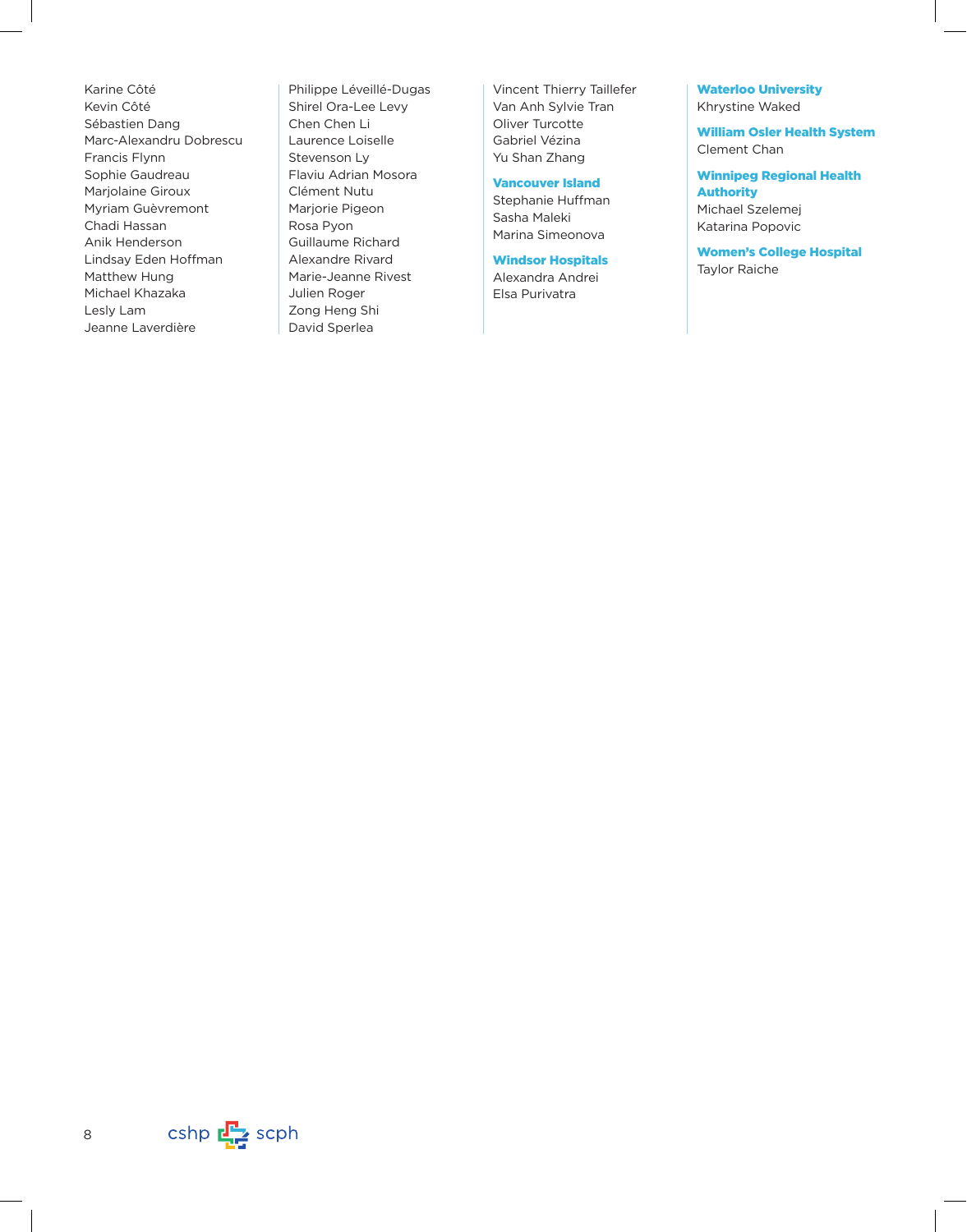Karine Côté
Kevin Côté
Sébastien Dang
Marc-Alexandru Dobrescu
Francis Flynn
Sophie Gaudreau
Marjolaine Giroux
Myriam Guèvremont
Chadi Hassan
Anik Henderson
Lindsay Eden Hoffman
Matthew Hung
Michael Khazaka
Lesly Lam
Jeanne Laverdière
Philippe Léveillé-Dugas
Shirel Ora-Lee Levy
Chen Chen Li
Laurence Loiselle
Stevenson Ly
Flaviu Adrian Mosora
Clément Nutu
Marjorie Pigeon
Rosa Pyon
Guillaume Richard
Alexandre Rivard
Marie-Jeanne Rivest
Julien Roger
Zong Heng Shi
David Sperlea
Vincent Thierry Taillefer
Van Anh Sylvie Tran
Oliver Turcotte
Gabriel Vézina
Yu Shan Zhang

**Vancouver Island**

Stephanie Huffman
Sasha Maleki
Marina Simeonova

**Windsor Hospitals**

Alexandra Andrei
Elsa Purivatra

**Waterloo University**

Khrystine Waked

**William Osler Health System**

Clement Chan

**Winnipeg Regional Health Authority**

Michael Szelemej
Katarina Popovic

**Women's College Hospital**

Taylor Raiche